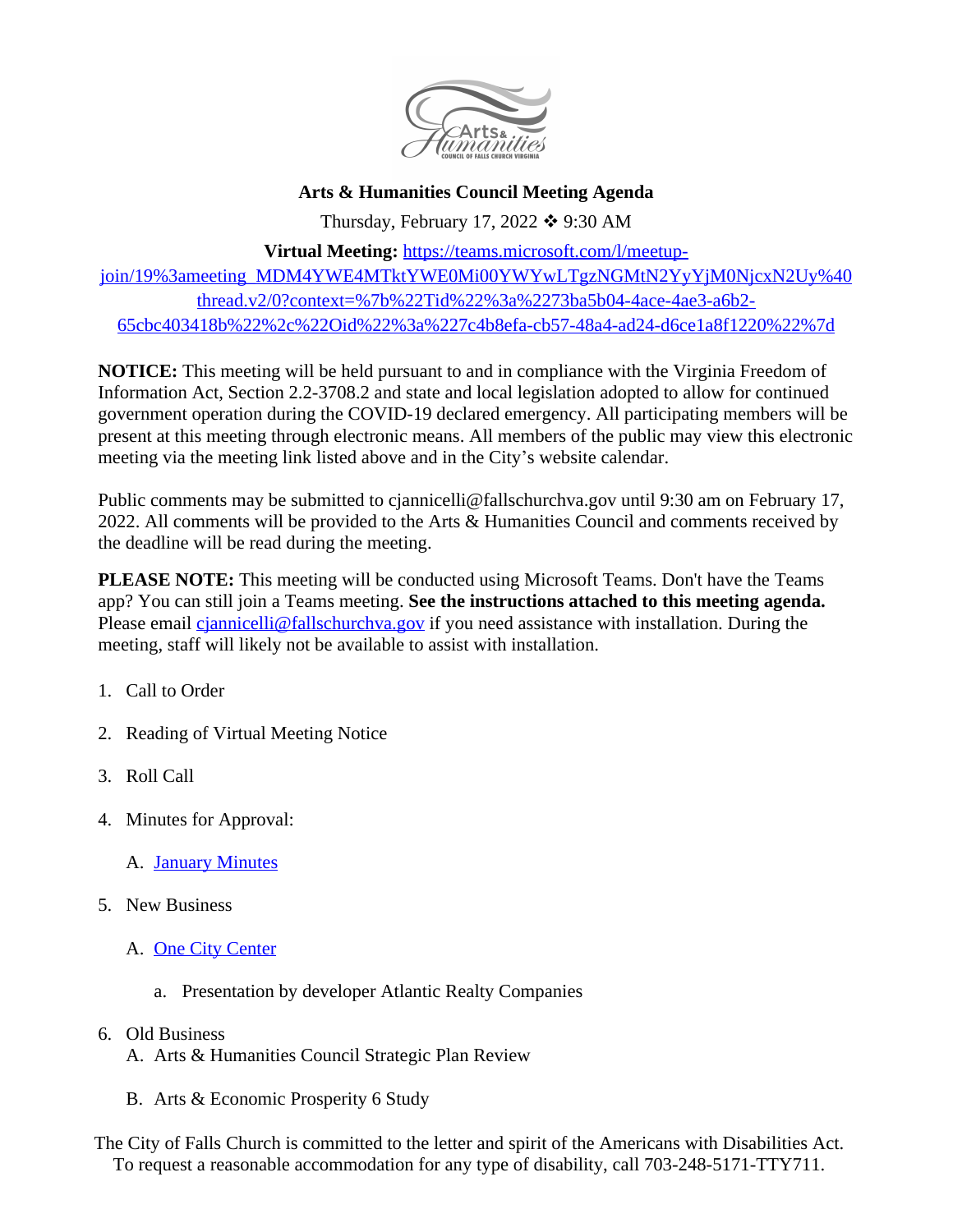# Arts & Humanities Council Meeting Agenda

Thursday, February 17, 2022 ❖ 9:30 AM

**Virtual Meeting:** https://teams.microsoft.com/l/meetup-join/19%3ameeting_MDM4YWE4MTktYWE0Mi00YWYwLTgzNGMtN2YyYjM0NjcxN2Uy%40thread.v2/0?context=%7b%22Tid%22%3a%2273ba5b04-4ace-4ae3-a6b2-65cbc403418b%22%2c%22Oid%22%3a%227c4b8efa-cb57-48a4-ad24-d6ce1a8f1220%22%7d

**NOTICE:** This meeting will be held pursuant to and in compliance with the Virginia Freedom of Information Act, Section 2.2-3708.2 and state and local legislation adopted to allow for continued government operation during the COVID-19 declared emergency. All participating members will be present at this meeting through electronic means. All members of the public may view this electronic meeting via the meeting link listed above and in the City's website calendar.

Public comments may be submitted to cjannicelli@fallschurchva.gov until 9:30 am on February 17, 2022. All comments will be provided to the Arts & Humanities Council and comments received by the deadline will be read during the meeting.

**PLEASE NOTE:** This meeting will be conducted using Microsoft Teams. Don't have the Teams app? You can still join a Teams meeting. **See the instructions attached to this meeting agenda.** Please email cjannicelli@fallschurchva.gov if you need assistance with installation. During the meeting, staff will likely not be available to assist with installation.

1. Call to Order
2. Reading of Virtual Meeting Notice
3. Roll Call
4. Minutes for Approval:
   A. January Minutes
5. New Business
   A. One City Center
      a. Presentation by developer Atlantic Realty Companies
6. Old Business
   A. Arts & Humanities Council Strategic Plan Review
   B. Arts & Economic Prosperity 6 Study

The City of Falls Church is committed to the letter and spirit of the Americans with Disabilities Act. To request a reasonable accommodation for any type of disability, call 703-248-5171-TTY711.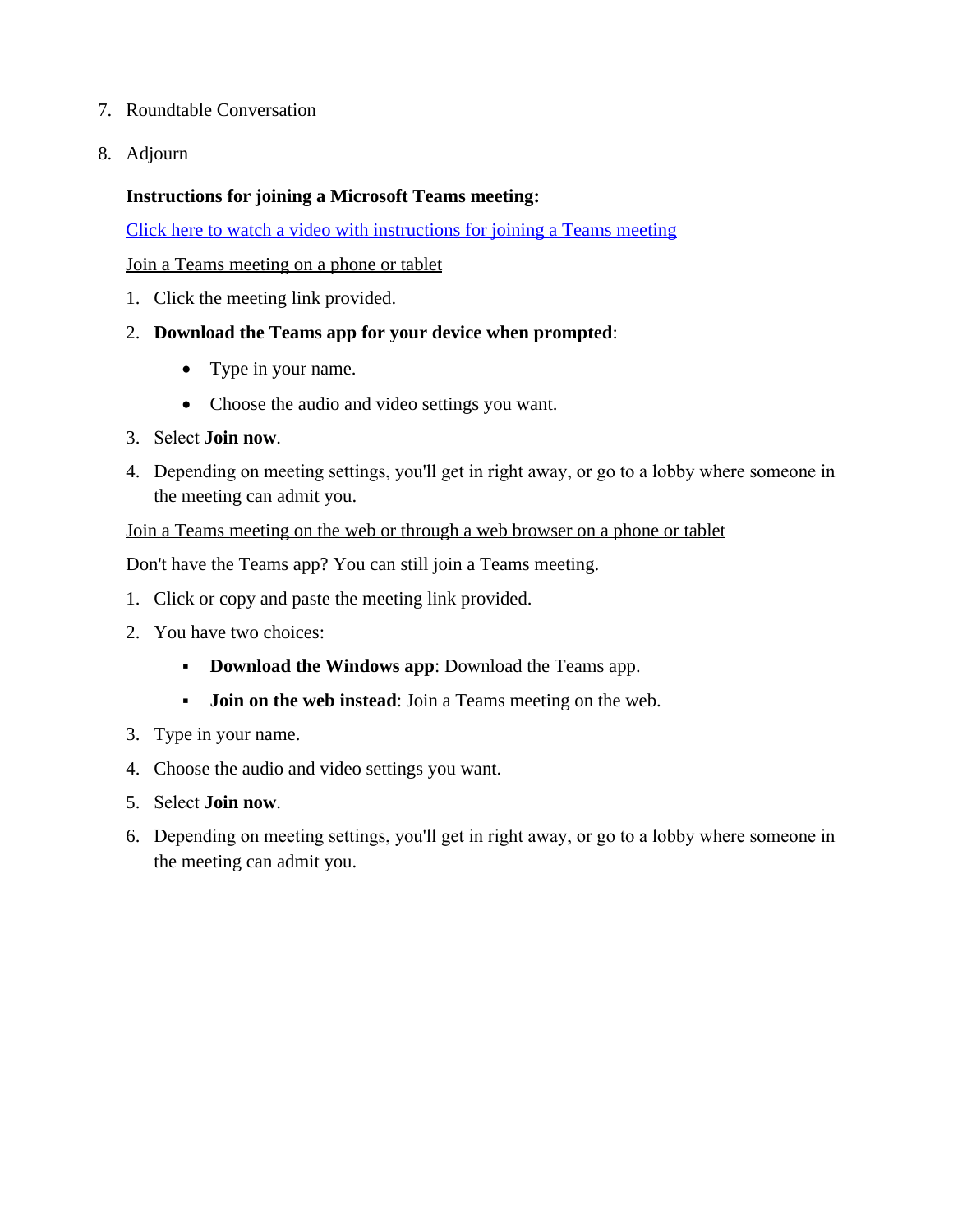7. Roundtable Conversation

8. Adjourn

**Instructions for joining a Microsoft Teams meeting:**

[Click here to watch a video with instructions for joining a Teams meeting]()

<u>Join a Teams meeting on a phone or tablet</u>

1. Click the meeting link provided.
2. **Download the Teams app for your device when prompted**:
    - Type in your name.
    - Choose the audio and video settings you want.
3. Select **Join now**.
4. Depending on meeting settings, you'll get in right away, or go to a lobby where someone in the meeting can admit you.

<u>Join a Teams meeting on the web or through a web browser on a phone or tablet</u>

Don't have the Teams app? You can still join a Teams meeting.

1. Click or copy and paste the meeting link provided.
2. You have two choices:
    - **Download the Windows app**: Download the Teams app.
    - **Join on the web instead**: Join a Teams meeting on the web.
3. Type in your name.
4. Choose the audio and video settings you want.
5. Select **Join now**.
6. Depending on meeting settings, you'll get in right away, or go to a lobby where someone in the meeting can admit you.